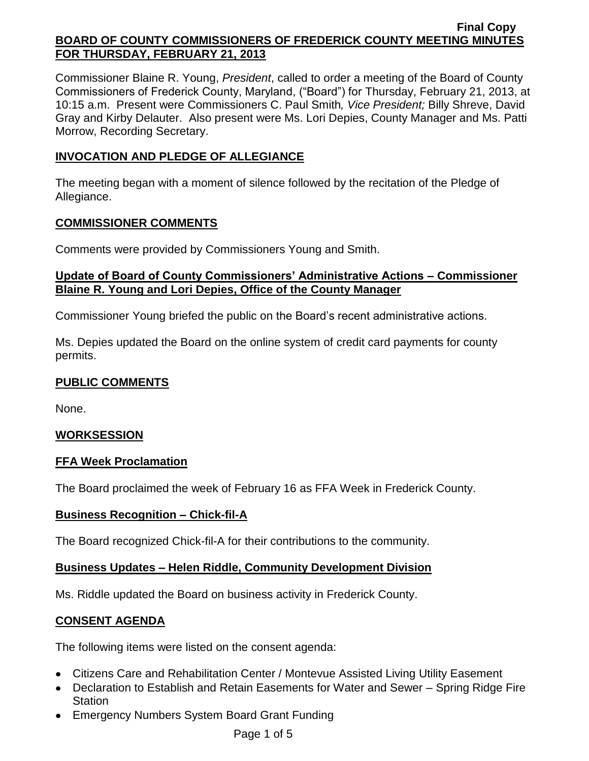Final Copy

**BOARD OF COUNTY COMMISSIONERS OF FREDERICK COUNTY MEETING MINUTES FOR THURSDAY, FEBRUARY 21, 2013**

Commissioner Blaine R. Young, *President*, called to order a meeting of the Board of County Commissioners of Frederick County, Maryland, ("Board") for Thursday, February 21, 2013, at 10:15 a.m. Present were Commissioners C. Paul Smith*, Vice President;* Billy Shreve, David Gray and Kirby Delauter. Also present were Ms. Lori Depies, County Manager and Ms. Patti Morrow, Recording Secretary.

## INVOCATION AND PLEDGE OF ALLEGIANCE

The meeting began with a moment of silence followed by the recitation of the Pledge of Allegiance.

## COMMISSIONER COMMENTS

Comments were provided by Commissioners Young and Smith.

### Update of Board of County Commissioners' Administrative Actions – Commissioner Blaine R. Young and Lori Depies, Office of the County Manager

Commissioner Young briefed the public on the Board's recent administrative actions.

Ms. Depies updated the Board on the online system of credit card payments for county permits.

## PUBLIC COMMENTS

None.

## WORKSESSION

### FFA Week Proclamation

The Board proclaimed the week of February 16 as FFA Week in Frederick County.

### Business Recognition – Chick-fil-A

The Board recognized Chick-fil-A for their contributions to the community.

### Business Updates – Helen Riddle, Community Development Division

Ms. Riddle updated the Board on business activity in Frederick County.

## CONSENT AGENDA

The following items were listed on the consent agenda:

- Citizens Care and Rehabilitation Center / Montevue Assisted Living Utility Easement
- Declaration to Establish and Retain Easements for Water and Sewer – Spring Ridge Fire Station
- Emergency Numbers System Board Grant Funding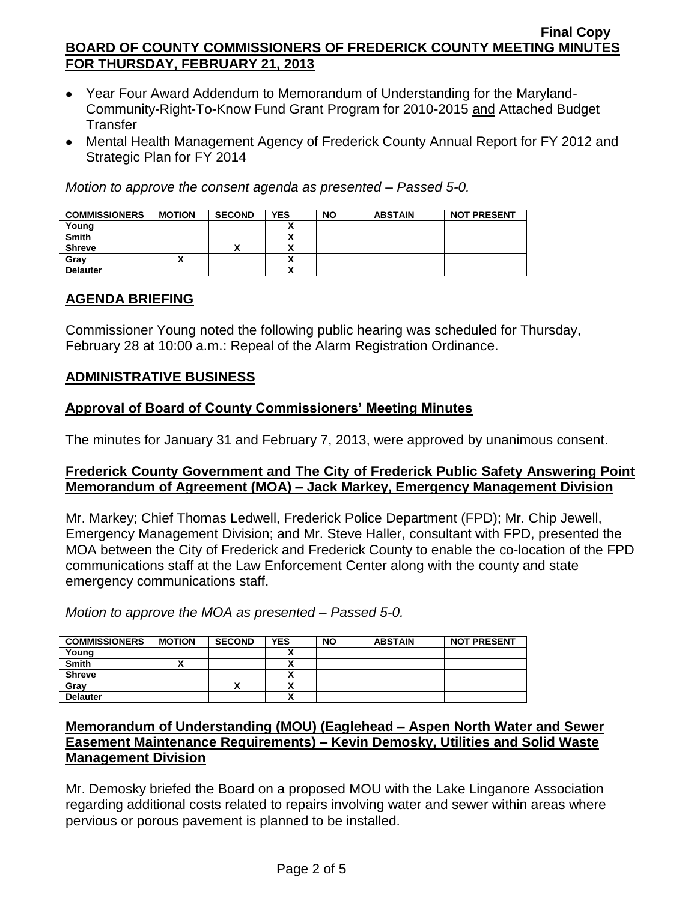- Year Four Award Addendum to Memorandum of Understanding for the Maryland-Community-Right-To-Know Fund Grant Program for 2010-2015 and Attached Budget Transfer
- Mental Health Management Agency of Frederick County Annual Report for FY 2012 and Strategic Plan for FY 2014

*Motion to approve the consent agenda as presented – Passed 5-0.*

| COMMISSIONERS | MOTION | SECOND | YES | NO | ABSTAIN | NOT PRESENT |
|---|---|---|---|---|---|---|
| Young | | | X | | | |
| Smith | | | X | | | |
| Shreve | | X | X | | | |
| Gray | X | | X | | | |
| Delauter | | | X | | | |

## AGENDA BRIEFING

Commissioner Young noted the following public hearing was scheduled for Thursday, February 28 at 10:00 a.m.: Repeal of the Alarm Registration Ordinance.

## ADMINISTRATIVE BUSINESS

### Approval of Board of County Commissioners' Meeting Minutes

The minutes for January 31 and February 7, 2013, were approved by unanimous consent.

### Frederick County Government and The City of Frederick Public Safety Answering Point Memorandum of Agreement (MOA) – Jack Markey, Emergency Management Division

Mr. Markey; Chief Thomas Ledwell, Frederick Police Department (FPD); Mr. Chip Jewell, Emergency Management Division; and Mr. Steve Haller, consultant with FPD, presented the MOA between the City of Frederick and Frederick County to enable the co-location of the FPD communications staff at the Law Enforcement Center along with the county and state emergency communications staff.

*Motion to approve the MOA as presented – Passed 5-0.*

| COMMISSIONERS | MOTION | SECOND | YES | NO | ABSTAIN | NOT PRESENT |
|---|---|---|---|---|---|---|
| Young | | | X | | | |
| Smith | X | | X | | | |
| Shreve | | | X | | | |
| Gray | | X | X | | | |
| Delauter | | | X | | | |

### Memorandum of Understanding (MOU) (Eaglehead – Aspen North Water and Sewer Easement Maintenance Requirements) – Kevin Demosky, Utilities and Solid Waste Management Division

Mr. Demosky briefed the Board on a proposed MOU with the Lake Linganore Association regarding additional costs related to repairs involving water and sewer within areas where pervious or porous pavement is planned to be installed.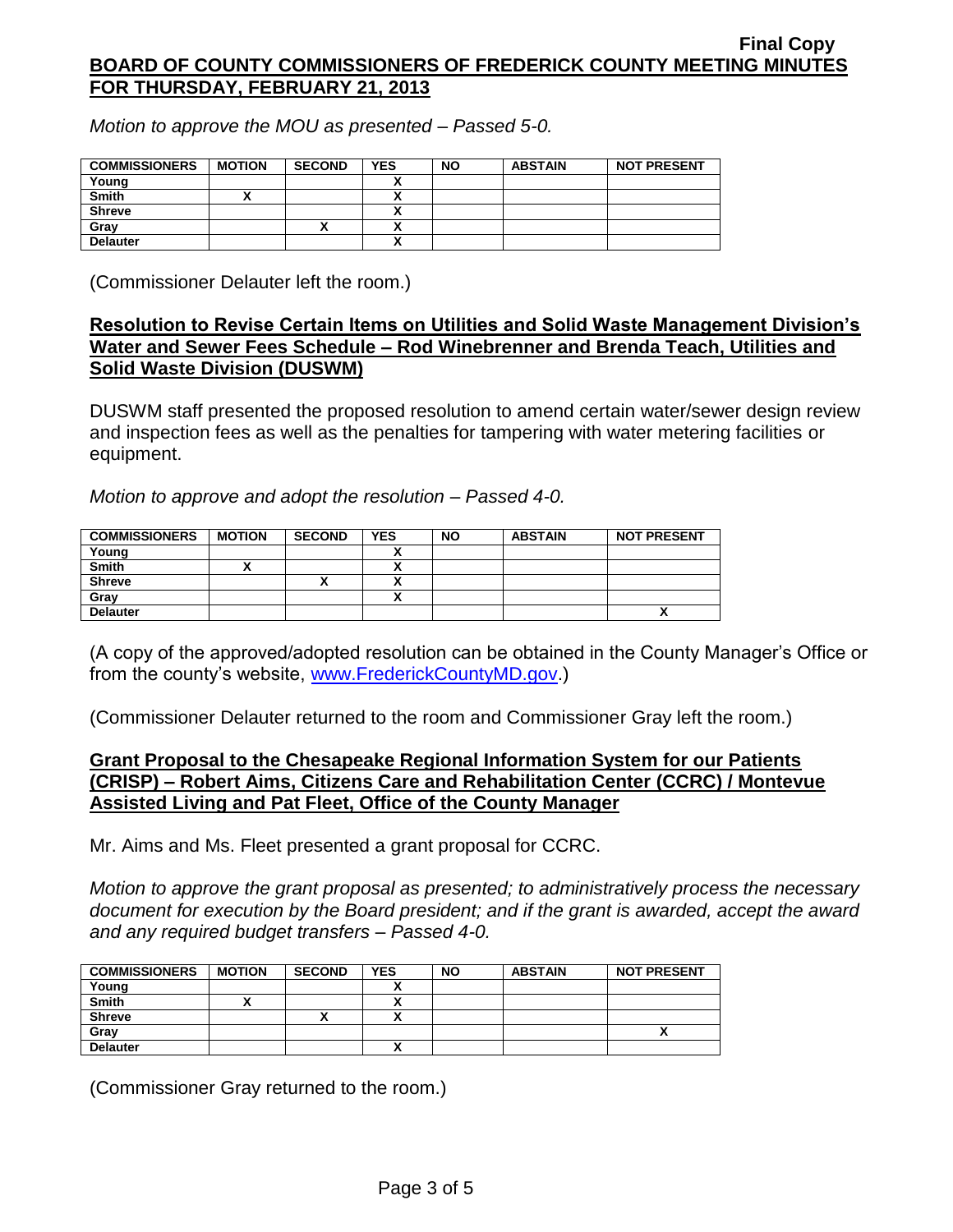*Motion to approve the MOU as presented – Passed 5-0.*

| COMMISSIONERS | MOTION | SECOND | YES | NO | ABSTAIN | NOT PRESENT |
|---|---|---|---|---|---|---|
| Young | | | X | | | |
| Smith | X | | X | | | |
| Shreve | | | X | | | |
| Gray | | X | X | | | |
| Delauter | | | X | | | |

(Commissioner Delauter left the room.)

**Resolution to Revise Certain Items on Utilities and Solid Waste Management Division's Water and Sewer Fees Schedule – Rod Winebrenner and Brenda Teach, Utilities and Solid Waste Division (DUSWM)**

DUSWM staff presented the proposed resolution to amend certain water/sewer design review and inspection fees as well as the penalties for tampering with water metering facilities or equipment.

*Motion to approve and adopt the resolution – Passed 4-0.*

| COMMISSIONERS | MOTION | SECOND | YES | NO | ABSTAIN | NOT PRESENT |
|---|---|---|---|---|---|---|
| Young | | | X | | | |
| Smith | X | | X | | | |
| Shreve | | X | X | | | |
| Gray | | | X | | | |
| Delauter | | | | | | X |

(A copy of the approved/adopted resolution can be obtained in the County Manager's Office or from the county's website, www.FrederickCountyMD.gov.)

(Commissioner Delauter returned to the room and Commissioner Gray left the room.)

**Grant Proposal to the Chesapeake Regional Information System for our Patients (CRISP) – Robert Aims, Citizens Care and Rehabilitation Center (CCRC) / Montevue Assisted Living and Pat Fleet, Office of the County Manager**

Mr. Aims and Ms. Fleet presented a grant proposal for CCRC.

*Motion to approve the grant proposal as presented; to administratively process the necessary document for execution by the Board president; and if the grant is awarded, accept the award and any required budget transfers – Passed 4-0.*

| COMMISSIONERS | MOTION | SECOND | YES | NO | ABSTAIN | NOT PRESENT |
|---|---|---|---|---|---|---|
| Young | | | X | | | |
| Smith | X | | X | | | |
| Shreve | | X | X | | | |
| Gray | | | | | | X |
| Delauter | | | X | | | |

(Commissioner Gray returned to the room.)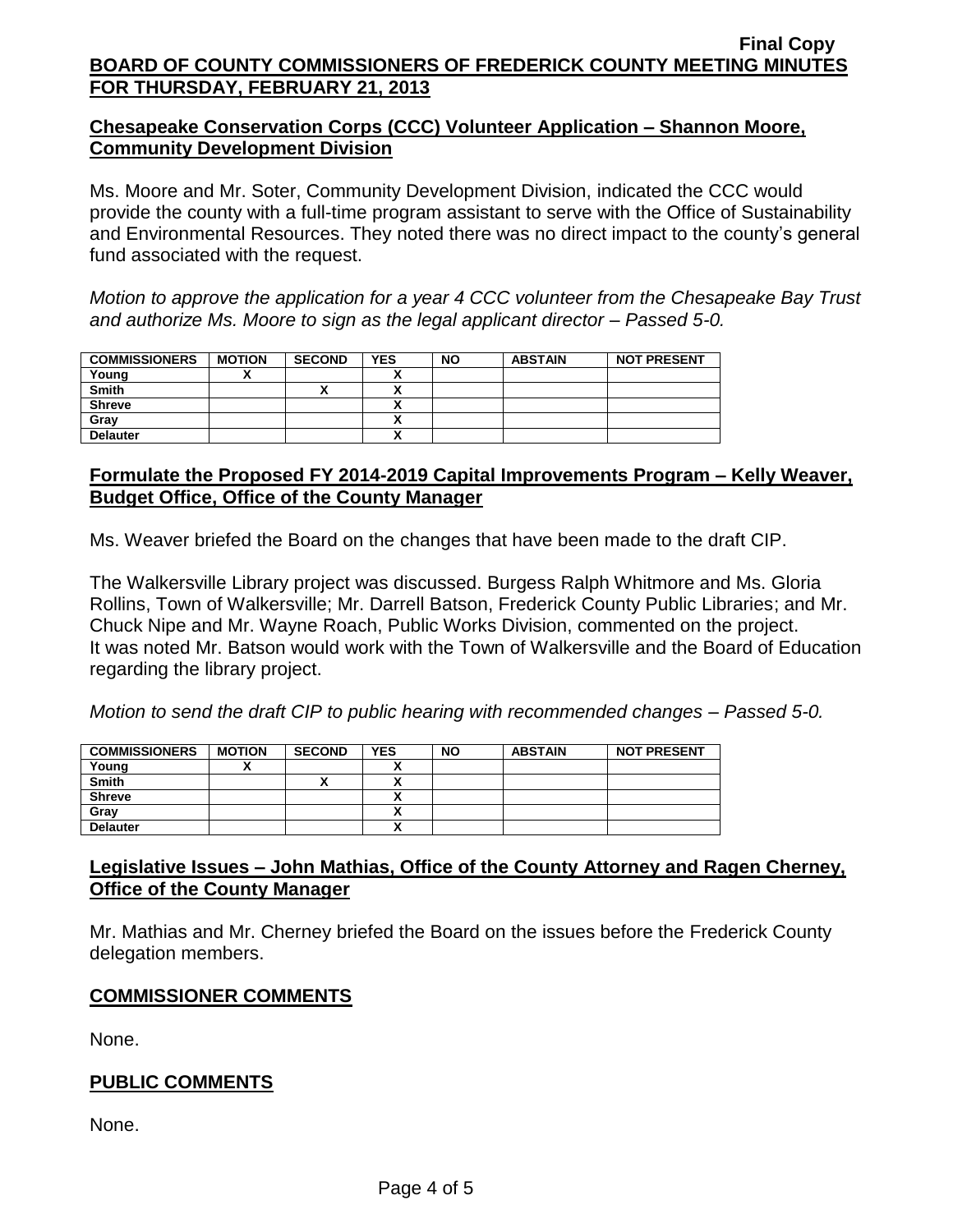## Chesapeake Conservation Corps (CCC) Volunteer Application – Shannon Moore, Community Development Division

Ms. Moore and Mr. Soter, Community Development Division, indicated the CCC would provide the county with a full-time program assistant to serve with the Office of Sustainability and Environmental Resources. They noted there was no direct impact to the county's general fund associated with the request.

*Motion to approve the application for a year 4 CCC volunteer from the Chesapeake Bay Trust and authorize Ms. Moore to sign as the legal applicant director – Passed 5-0.*

| COMMISSIONERS | MOTION | SECOND | YES | NO | ABSTAIN | NOT PRESENT |
|---|---|---|---|---|---|---|
| Young | X | | X | | | |
| Smith | | X | X | | | |
| Shreve | | | X | | | |
| Gray | | | X | | | |
| Delauter | | | X | | | |

## Formulate the Proposed FY 2014-2019 Capital Improvements Program – Kelly Weaver, Budget Office, Office of the County Manager

Ms. Weaver briefed the Board on the changes that have been made to the draft CIP.

The Walkersville Library project was discussed. Burgess Ralph Whitmore and Ms. Gloria Rollins, Town of Walkersville; Mr. Darrell Batson, Frederick County Public Libraries; and Mr. Chuck Nipe and Mr. Wayne Roach, Public Works Division, commented on the project. It was noted Mr. Batson would work with the Town of Walkersville and the Board of Education regarding the library project.

*Motion to send the draft CIP to public hearing with recommended changes – Passed 5-0.*

| COMMISSIONERS | MOTION | SECOND | YES | NO | ABSTAIN | NOT PRESENT |
|---|---|---|---|---|---|---|
| Young | X | | X | | | |
| Smith | | X | X | | | |
| Shreve | | | X | | | |
| Gray | | | X | | | |
| Delauter | | | X | | | |

## Legislative Issues – John Mathias, Office of the County Attorney and Ragen Cherney, Office of the County Manager

Mr. Mathias and Mr. Cherney briefed the Board on the issues before the Frederick County delegation members.

## COMMISSIONER COMMENTS

None.

## PUBLIC COMMENTS

None.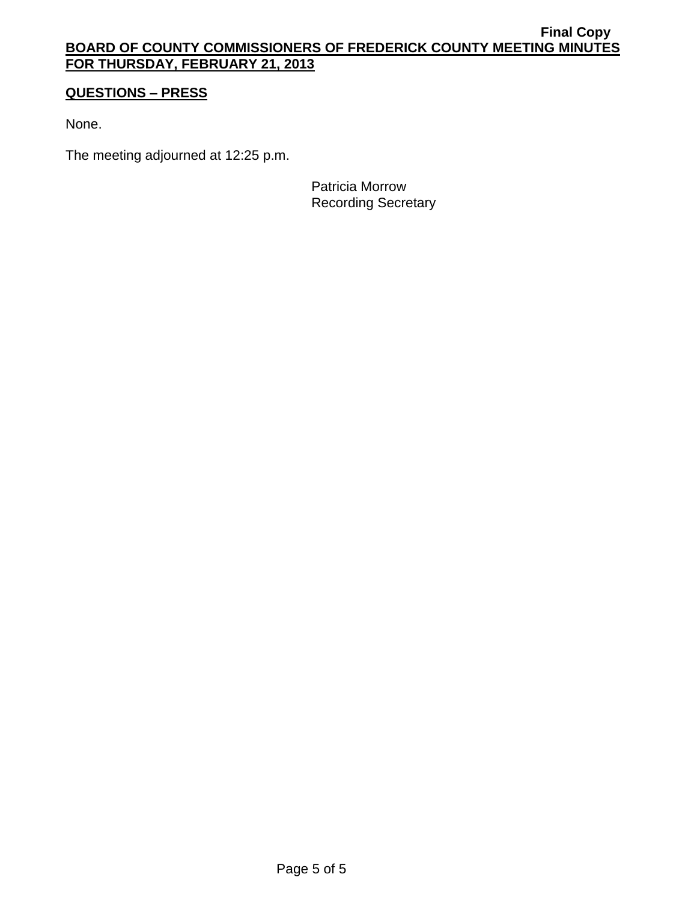## QUESTIONS – PRESS

None.

The meeting adjourned at 12:25 p.m.

Patricia Morrow
Recording Secretary